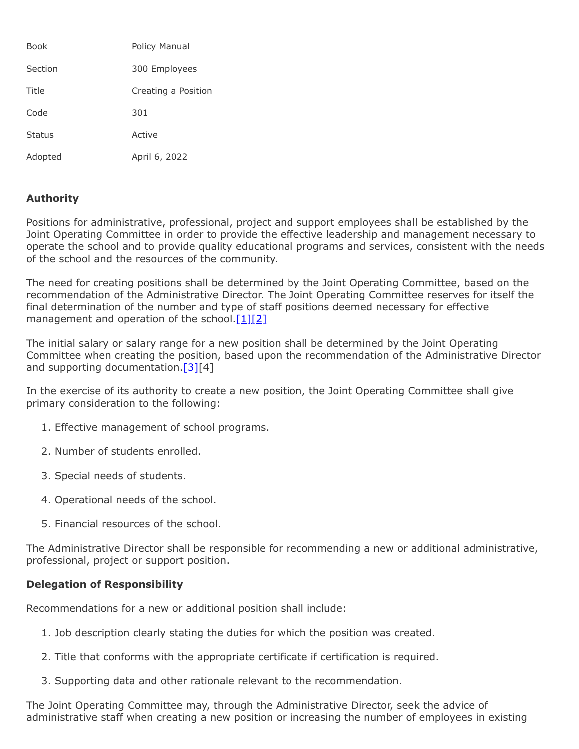| | |
|---|---|
| Book | Policy Manual |
| Section | 300 Employees |
| Title | Creating a Position |
| Code | 301 |
| Status | Active |
| Adopted | April 6, 2022 |

## Authority

Positions for administrative, professional, project and support employees shall be established by the Joint Operating Committee in order to provide the effective leadership and management necessary to operate the school and to provide quality educational programs and services, consistent with the needs of the school and the resources of the community.

The need for creating positions shall be determined by the Joint Operating Committee, based on the recommendation of the Administrative Director. The Joint Operating Committee reserves for itself the final determination of the number and type of staff positions deemed necessary for effective management and operation of the school.[1][2]

The initial salary or salary range for a new position shall be determined by the Joint Operating Committee when creating the position, based upon the recommendation of the Administrative Director and supporting documentation.[3][4]

In the exercise of its authority to create a new position, the Joint Operating Committee shall give primary consideration to the following:

1. Effective management of school programs.
2. Number of students enrolled.
3. Special needs of students.
4. Operational needs of the school.
5. Financial resources of the school.

The Administrative Director shall be responsible for recommending a new or additional administrative, professional, project or support position.

## Delegation of Responsibility

Recommendations for a new or additional position shall include:

1. Job description clearly stating the duties for which the position was created.
2. Title that conforms with the appropriate certificate if certification is required.
3. Supporting data and other rationale relevant to the recommendation.

The Joint Operating Committee may, through the Administrative Director, seek the advice of administrative staff when creating a new position or increasing the number of employees in existing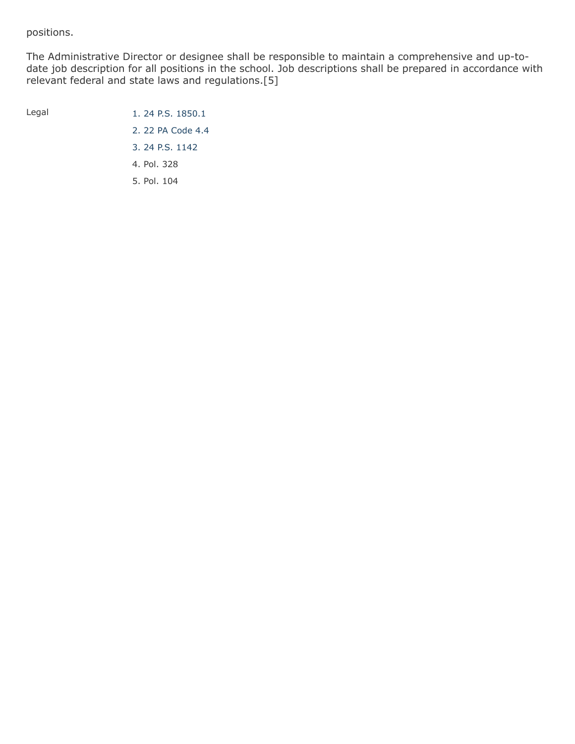positions.

The Administrative Director or designee shall be responsible to maintain a comprehensive and up-to-date job description for all positions in the school. Job descriptions shall be prepared in accordance with relevant federal and state laws and regulations.[5]

Legal

1. 24 P.S. 1850.1
2. 22 PA Code 4.4
3. 24 P.S. 1142
4. Pol. 328
5. Pol. 104